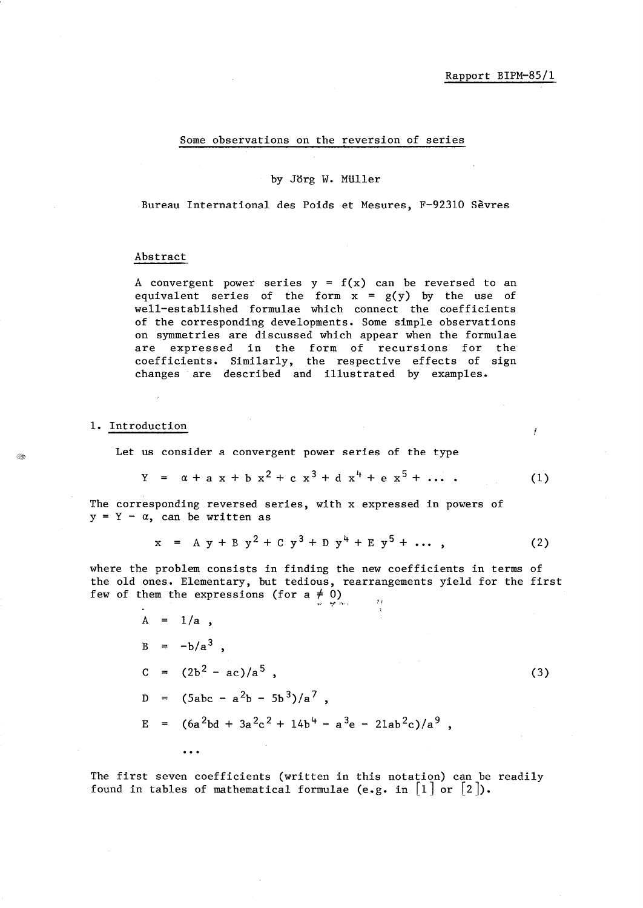Rapport BIPM-85/1

# Some observations on the reversion of series

by Jörg W. Müller

Bureau International des Poids et Mesures, F-92310 Sèvres

## Abstract

A convergent power series $y = f(x)$ can be reversed to an equivalent series of the form $x = g(y)$ by the use of well-established formulae which connect the coefficients of the corresponding developments. Some simple observations on symmetries are discussed which appear when the formulae are expressed in the form of recursions for the coefficients. Similarly, the respective effects of sign changes are described and illustrated by examples.

## 1. Introduction

Let us consider a convergent power series of the type

$$Y = \alpha + a\,x + b\,x^2 + c\,x^3 + d\,x^4 + e\,x^5 + \ldots . \qquad (1)$$

The corresponding reversed series, with x expressed in powers of $y = Y - \alpha$, can be written as

$$x = A\,y + B\,y^2 + C\,y^3 + D\,y^4 + E\,y^5 + \ldots , \qquad (2)$$

where the problem consists in finding the new coefficients in terms of the old ones. Elementary, but tedious, rearrangements yield for the first few of them the expressions (for $a \neq 0$)

$$\begin{aligned}
A &= 1/a\,, \\
B &= -b/a^3\,, \\
C &= (2b^2 - ac)/a^5\,, \\
D &= (5abc - a^2b - 5b^3)/a^7\,, \\
E &= (6a^2bd + 3a^2c^2 + 14b^4 - a^3e - 21ab^2c)/a^9\,, \\
&\ldots
\end{aligned} \qquad (3)$$

The first seven coefficients (written in this notation) can be readily found in tables of mathematical formulae (e.g. in [1] or [2]).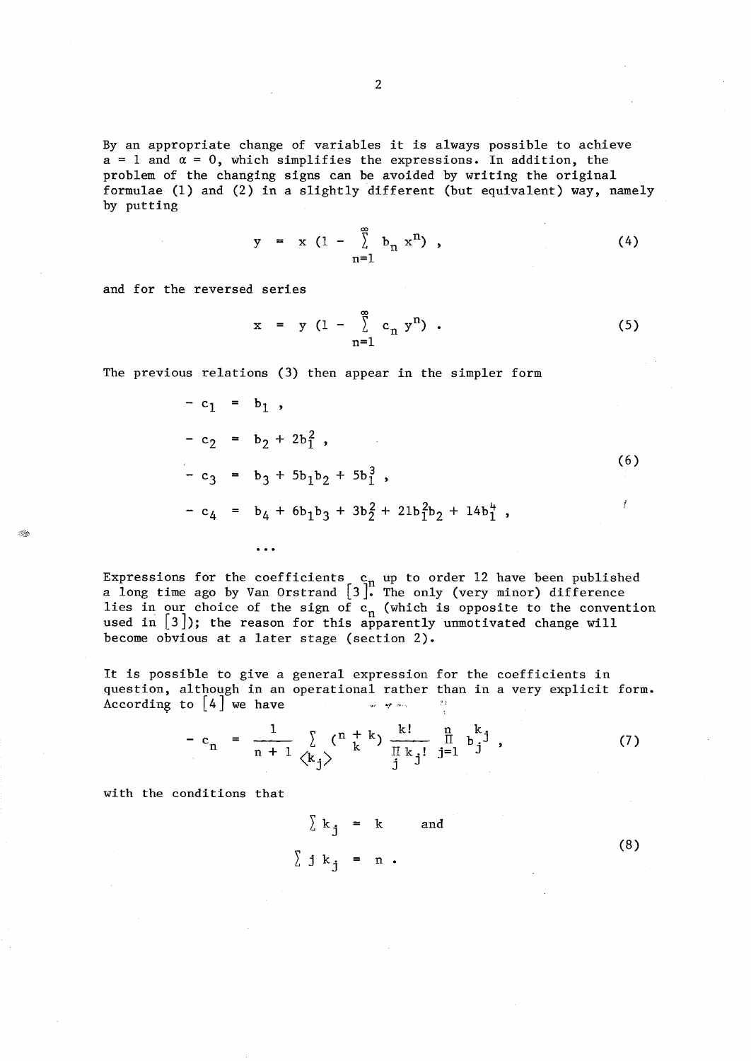By an appropriate change of variables it is always possible to achieve $a = 1$ and $\alpha = 0$, which simplifies the expressions. In addition, the problem of the changing signs can be avoided by writing the original formulae (1) and (2) in a slightly different (but equivalent) way, namely by putting

$$y = x\,(1 - \sum_{n=1}^{\infty} b_n\, x^n)\ , \tag{4}$$

and for the reversed series

$$x = y\,(1 - \sum_{n=1}^{\infty} c_n\, y^n)\ . \tag{5}$$

The previous relations (3) then appear in the simpler form

$$
\begin{aligned}
- c_1 &= b_1\ ,\\
- c_2 &= b_2 + 2b_1^2\ ,\\
- c_3 &= b_3 + 5b_1b_2 + 5b_1^3\ ,\\
- c_4 &= b_4 + 6b_1b_3 + 3b_2^2 + 21b_1^2b_2 + 14b_1^4\ ,\\
&\dots
\end{aligned}
\tag{6}
$$

Expressions for the coefficients $c_n$ up to order 12 have been published a long time ago by Van Orstrand [3]. The only (very minor) difference lies in our choice of the sign of $c_n$ (which is opposite to the convention used in [3]); the reason for this apparently unmotivated change will become obvious at a later stage (section 2).

It is possible to give a general expression for the coefficients in question, although in an operational rather than in a very explicit form. According to [4] we have

$$- c_n = \frac{1}{n+1} \sum_{\langle k_j \rangle} \binom{n+k}{k} \frac{k!}{\prod_j k_j!} \prod_{j=1}^{n} b_j^{k_j}\ , \tag{7}$$

with the conditions that

$$
\begin{aligned}
\sum k_j &= k \qquad \text{and}\\
\sum j\, k_j &= n\ .
\end{aligned}
\tag{8}
$$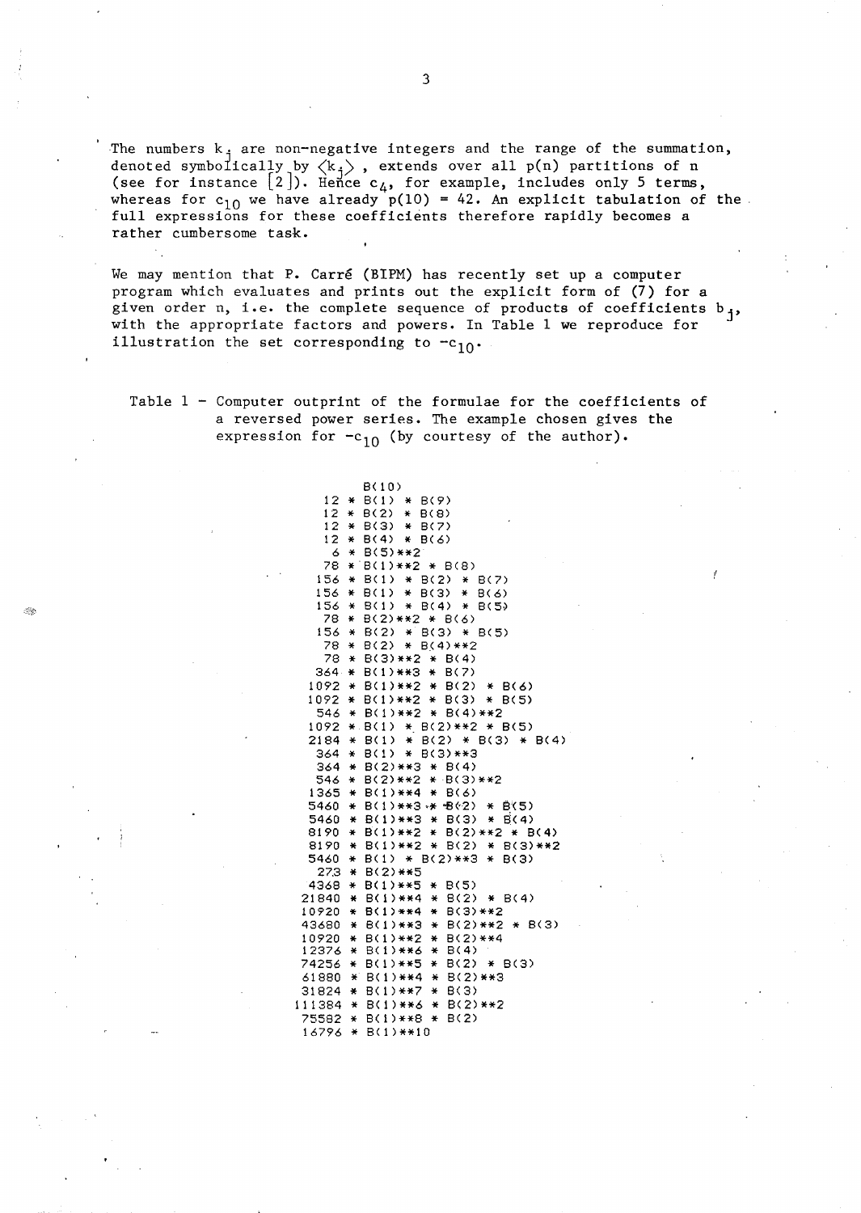The numbers $k_j$ are non-negative integers and the range of the summation, denoted symbolically by $\langle k_j \rangle$, extends over all p(n) partitions of n (see for instance [2]). Hence $c_4$, for example, includes only 5 terms, whereas for $c_{10}$ we have already p(10) = 42. An explicit tabulation of the full expressions for these coefficients therefore rapidly becomes a rather cumbersome task.

We may mention that P. Carré (BIPM) has recently set up a computer program which evaluates and prints out the explicit form of (7) for a given order n, i.e. the complete sequence of products of coefficients $b_j$, with the appropriate factors and powers. In Table 1 we reproduce for illustration the set corresponding to $-c_{10}$.

Table 1 – Computer outprint of the formulae for the coefficients of a reversed power series. The example chosen gives the expression for $-c_{10}$ (by courtesy of the author).

```
        B(10)
    12 * B(1) * B(9)
    12 * B(2) * B(8)
    12 * B(3) * B(7)
    12 * B(4) * B(6)
     6 * B(5)**2
    78 * B(1)**2 * B(8)
   156 * B(1) * B(2) * B(7)
   156 * B(1) * B(3) * B(6)
   156 * B(1) * B(4) * B(5)
    78 * B(2)**2 * B(6)
   156 * B(2) * B(3) * B(5)
    78 * B(2) * B(4)**2
    78 * B(3)**2 * B(4)
   364 * B(1)**3 * B(7)
  1092 * B(1)**2 * B(2) * B(6)
  1092 * B(1)**2 * B(3) * B(5)
   546 * B(1)**2 * B(4)**2
  1092 * B(1) * B(2)**2 * B(5)
  2184 * B(1) * B(2) * B(3) * B(4)
   364 * B(1) * B(3)**3
   364 * B(2)**3 * B(4)
   546 * B(2)**2 * B(3)**2
  1365 * B(1)**4 * B(6)
  5460 * B(1)**3 * B(2) * B(5)
  5460 * B(1)**3 * B(3) * B(4)
  8190 * B(1)**2 * B(2)**2 * B(4)
  8190 * B(1)**2 * B(2) * B(3)**2
  5460 * B(1) * B(2)**3 * B(3)
   273 * B(2)**5
  4368 * B(1)**5 * B(5)
 21840 * B(1)**4 * B(2) * B(4)
 10920 * B(1)**4 * B(3)**2
 43680 * B(1)**3 * B(2)**2 * B(3)
 10920 * B(1)**2 * B(2)**4
 12376 * B(1)**6 * B(4)
 74256 * B(1)**5 * B(2) * B(3)
 61880 * B(1)**4 * B(2)**3
 31824 * B(1)**7 * B(3)
111384 * B(1)**6 * B(2)**2
 75582 * B(1)**8 * B(2)
 16796 * B(1)**10
```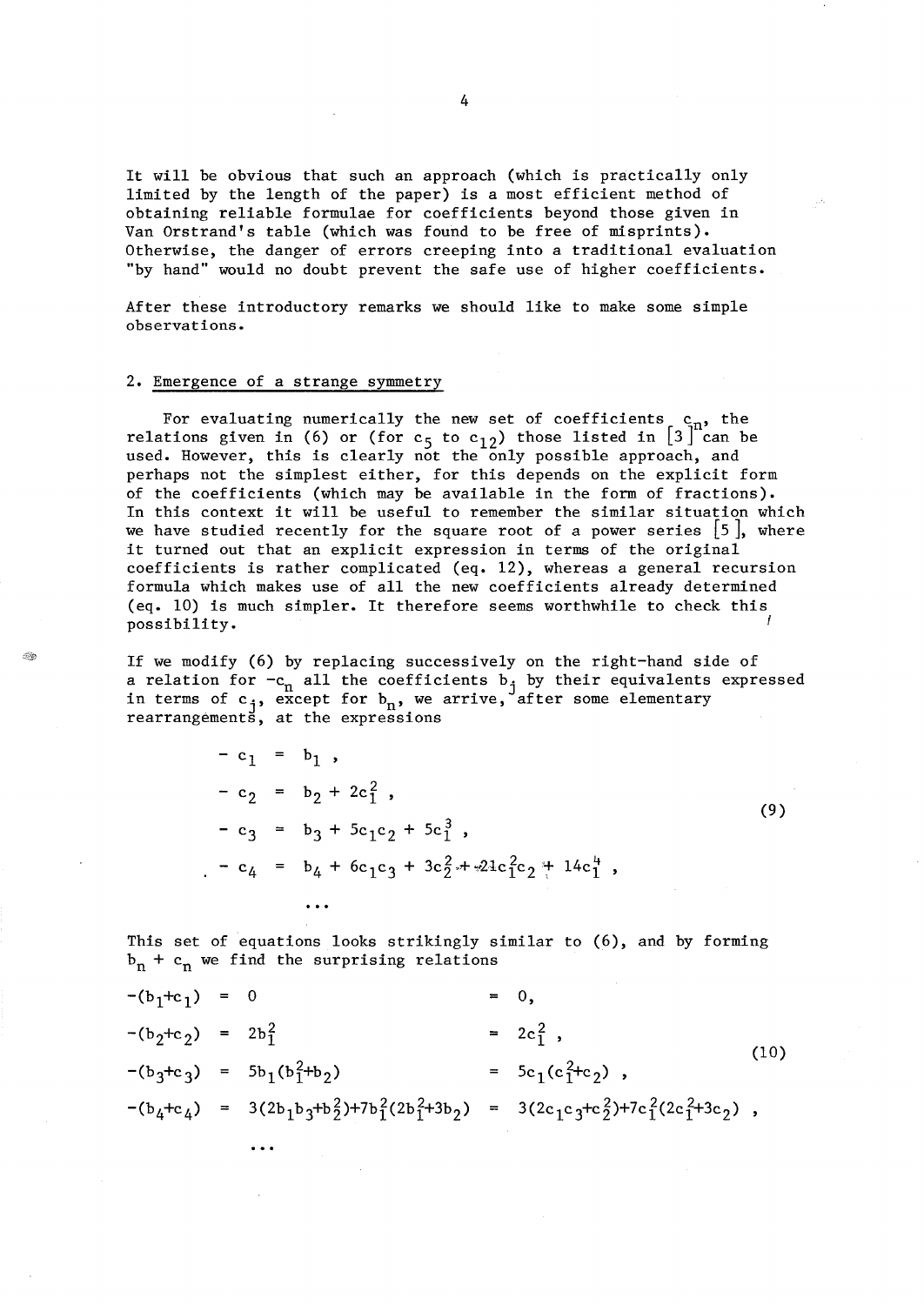It will be obvious that such an approach (which is practically only limited by the length of the paper) is a most efficient method of obtaining reliable formulae for coefficients beyond those given in Van Orstrand's table (which was found to be free of misprints). Otherwise, the danger of errors creeping into a traditional evaluation "by hand" would no doubt prevent the safe use of higher coefficients.

After these introductory remarks we should like to make some simple observations.

## 2. Emergence of a strange symmetry

For evaluating numerically the new set of coefficients $c_n$, the relations given in (6) or (for $c_5$ to $c_{12}$) those listed in [3] can be used. However, this is clearly not the only possible approach, and perhaps not the simplest either, for this depends on the explicit form of the coefficients (which may be available in the form of fractions). In this context it will be useful to remember the similar situation which we have studied recently for the square root of a power series [5], where it turned out that an explicit expression in terms of the original coefficients is rather complicated (eq. 12), whereas a general recursion formula which makes use of all the new coefficients already determined (eq. 10) is much simpler. It therefore seems worthwhile to check this possibility.

If we modify (6) by replacing successively on the right-hand side of a relation for $-c_n$ all the coefficients $b_j$ by their equivalents expressed in terms of $c_j$, except for $b_n$, we arrive, after some elementary rearrangements, at the expressions

$$
\begin{aligned}
-c_1 &= b_1 , \\
-c_2 &= b_2 + 2c_1^2 , \\
-c_3 &= b_3 + 5c_1c_2 + 5c_1^3 , \\
-c_4 &= b_4 + 6c_1c_3 + 3c_2^2 + 21c_1^2c_2 + 14c_1^4 , \\
&\dots
\end{aligned}
\tag{9}
$$

This set of equations looks strikingly similar to (6), and by forming $b_n + c_n$ we find the surprising relations

$$
\begin{aligned}
-(b_1+c_1) &= 0 &&= 0, \\
-(b_2+c_2) &= 2b_1^2 &&= 2c_1^2 , \\
-(b_3+c_3) &= 5b_1(b_1^2+b_2) &&= 5c_1(c_1^2+c_2) , \\
-(b_4+c_4) &= 3(2b_1b_3+b_2^2)+7b_1^2(2b_1^2+3b_2) &&= 3(2c_1c_3+c_2^2)+7c_1^2(2c_1^2+3c_2) , \\
&\dots
\end{aligned}
\tag{10}
$$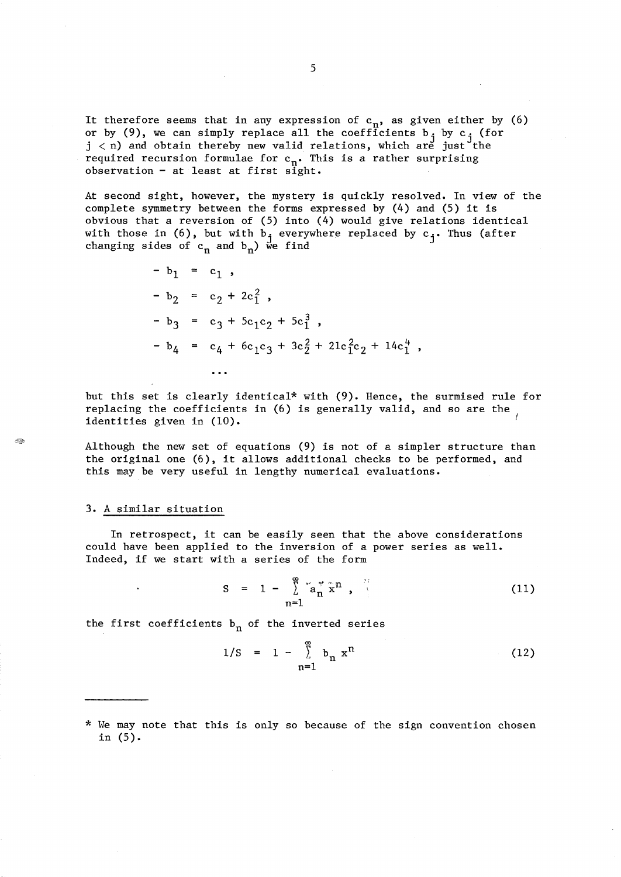It therefore seems that in any expression of $c_n$, as given either by (6) or by (9), we can simply replace all the coefficients $b_j$ by $c_j$ (for $j < n$) and obtain thereby new valid relations, which are just the required recursion formulae for $c_n$. This is a rather surprising observation – at least at first sight.

At second sight, however, the mystery is quickly resolved. In view of the complete symmetry between the forms expressed by (4) and (5) it is obvious that a reversion of (5) into (4) would give relations identical with those in (6), but with $b_j$ everywhere replaced by $c_j$. Thus (after changing sides of $c_n$ and $b_n$) we find

$$
\begin{aligned}
-b_1 &= c_1 \,, \\
-b_2 &= c_2 + 2c_1^2 \,, \\
-b_3 &= c_3 + 5c_1c_2 + 5c_1^3 \,, \\
-b_4 &= c_4 + 6c_1c_3 + 3c_2^2 + 21c_1^2c_2 + 14c_1^4 \,, \\
&\cdots
\end{aligned}
$$

but this set is clearly identical* with (9). Hence, the surmised rule for replacing the coefficients in (6) is generally valid, and so are the identities given in (10).

Although the new set of equations (9) is not of a simpler structure than the original one (6), it allows additional checks to be performed, and this may be very useful in lengthy numerical evaluations.

## 3. A similar situation

In retrospect, it can be easily seen that the above considerations could have been applied to the inversion of a power series as well. Indeed, if we start with a series of the form

$$
S = 1 - \sum_{n=1}^{\infty} a_n x^n \,, \tag{11}
$$

the first coefficients $b_n$ of the inverted series

$$
1/S = 1 - \sum_{n=1}^{\infty} b_n x^n \tag{12}
$$

---

\* We may note that this is only so because of the sign convention chosen in (5).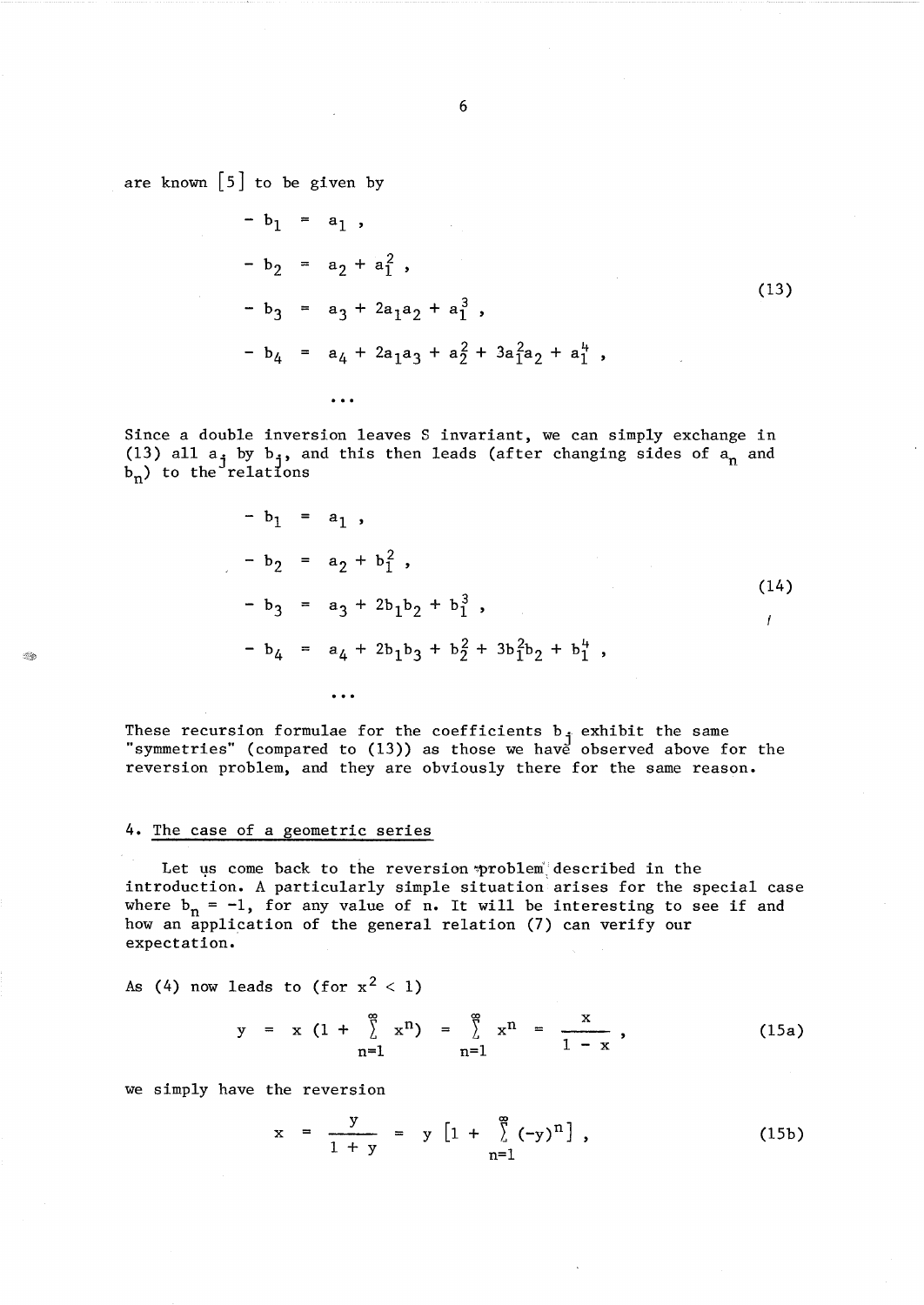are known [5] to be given by

$$
\begin{aligned}
- b_1 &= a_1 , \\
- b_2 &= a_2 + a_1^2 , \\
- b_3 &= a_3 + 2a_1a_2 + a_1^3 , \\
- b_4 &= a_4 + 2a_1a_3 + a_2^2 + 3a_1^2a_2 + a_1^4 , \\
&\cdots
\end{aligned}
\tag{13}
$$

Since a double inversion leaves S invariant, we can simply exchange in (13) all $a_j$ by $b_j$, and this then leads (after changing sides of $a_n$ and $b_n$) to the relations

$$
\begin{aligned}
- b_1 &= a_1 , \\
- b_2 &= a_2 + b_1^2 , \\
- b_3 &= a_3 + 2b_1b_2 + b_1^3 , \\
- b_4 &= a_4 + 2b_1b_3 + b_2^2 + 3b_1^2b_2 + b_1^4 , \\
&\cdots
\end{aligned}
\tag{14}
$$

These recursion formulae for the coefficients $b_j$ exhibit the same "symmetries" (compared to (13)) as those we have observed above for the reversion problem, and they are obviously there for the same reason.

## 4. The case of a geometric series

Let us come back to the reversion problem described in the introduction. A particularly simple situation arises for the special case where $b_n = -1$, for any value of n. It will be interesting to see if and how an application of the general relation (7) can verify our expectation.

As (4) now leads to (for $x^2 < 1$)

$$
y = x\,(1 + \sum_{n=1}^{\infty} x^n) = \sum_{n=1}^{\infty} x^n = \frac{x}{1 - x} , \tag{15a}
$$

we simply have the reversion

$$
x = \frac{y}{1 + y} = y\,[1 + \sum_{n=1}^{\infty} (-y)^n] , \tag{15b}
$$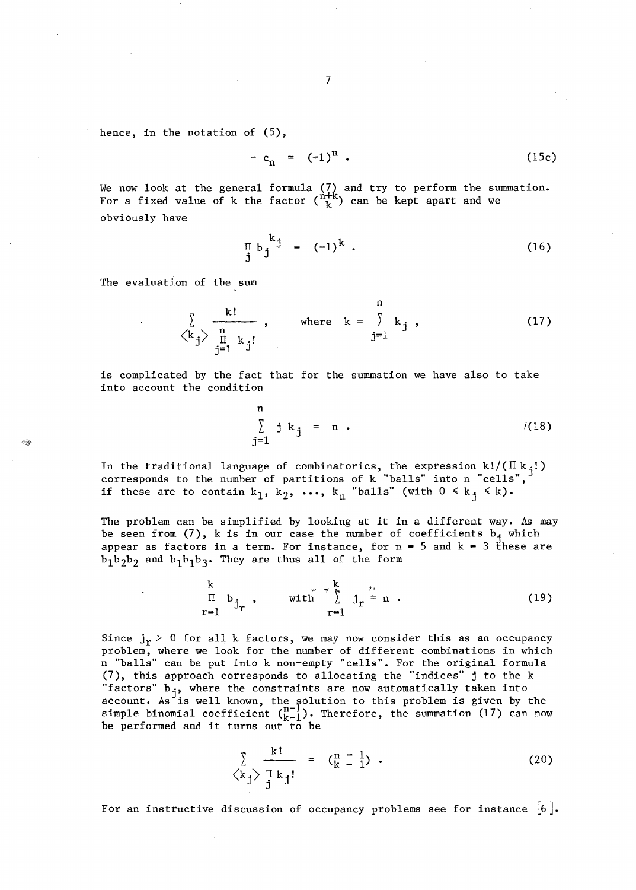hence, in the notation of (5),

$$- c_n = (-1)^n . \tag{15c}$$

We now look at the general formula (7) and try to perform the summation. For a fixed value of k the factor $\binom{n+k}{k}$ can be kept apart and we obviously have

$$\prod_j b_j^{k_j} = (-1)^k . \tag{16}$$

The evaluation of the sum

$$\sum_{\langle k_j \rangle} \frac{k!}{\prod_{j=1}^{n} k_j!} , \qquad \text{where } k = \sum_{j=1}^{n} k_j , \tag{17}$$

is complicated by the fact that for the summation we have also to take into account the condition

$$\sum_{j=1}^{n} j\, k_j = n . \tag{18}$$

In the traditional language of combinatorics, the expression $k!/(\Pi\, k_j!)$ corresponds to the number of partitions of k "balls" into n "cells", if these are to contain $k_1, k_2, \ldots, k_n$ "balls" (with $0 \leqslant k_j \leqslant k$).

The problem can be simplified by looking at it in a different way. As may be seen from (7), k is in our case the number of coefficients $b_j$ which appear as factors in a term. For instance, for n = 5 and k = 3 these are $b_1 b_2 b_2$ and $b_1 b_1 b_3$. They are thus all of the form

$$\prod_{r=1}^{k} b_{j_r} , \qquad \text{with } \sum_{r=1}^{k} j_r = n . \tag{19}$$

Since $j_r > 0$ for all k factors, we may now consider this as an occupancy problem, where we look for the number of different combinations in which n "balls" can be put into k non-empty "cells". For the original formula (7), this approach corresponds to allocating the "indices" j to the k "factors" $b_j$, where the constraints are now automatically taken into account. As is well known, the solution to this problem is given by the simple binomial coefficient $\binom{n-1}{k-1}$. Therefore, the summation (17) can now be performed and it turns out to be

$$\sum_{\langle k_j \rangle} \frac{k!}{\prod_j k_j!} = \binom{n-1}{k-1} . \tag{20}$$

For an instructive discussion of occupancy problems see for instance [6].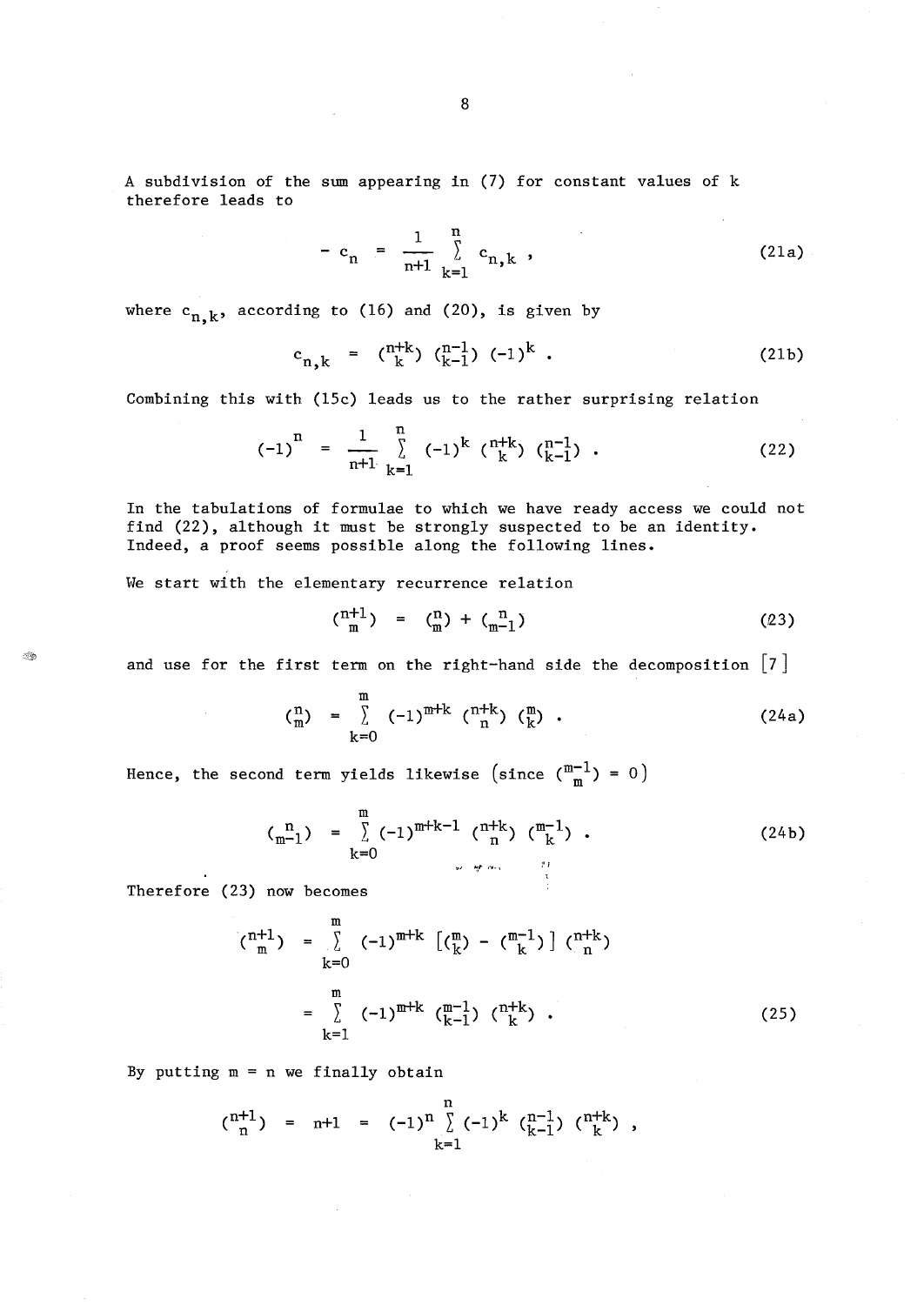A subdivision of the sum appearing in (7) for constant values of k therefore leads to

$$- c_n = \frac{1}{n+1} \sum_{k=1}^{n} c_{n,k} , \tag{21a}$$

where $c_{n,k}$, according to (16) and (20), is given by

$$c_{n,k} = \binom{n+k}{k} \binom{n-1}{k-1} (-1)^k . \tag{21b}$$

Combining this with (15c) leads us to the rather surprising relation

$$(-1)^n = \frac{1}{n+1} \sum_{k=1}^{n} (-1)^k \binom{n+k}{k} \binom{n-1}{k-1} . \tag{22}$$

In the tabulations of formulae to which we have ready access we could not find (22), although it must be strongly suspected to be an identity. Indeed, a proof seems possible along the following lines.

We start with the elementary recurrence relation

$$\binom{n+1}{m} = \binom{n}{m} + \binom{n}{m-1} \tag{23}$$

and use for the first term on the right-hand side the decomposition [7]

$$\binom{n}{m} = \sum_{k=0}^{m} (-1)^{m+k} \binom{n+k}{n} \binom{m}{k} . \tag{24a}$$

Hence, the second term yields likewise (since $\binom{m-1}{m} = 0$)

$$\binom{n}{m-1} = \sum_{k=0}^{m} (-1)^{m+k-1} \binom{n+k}{n} \binom{m-1}{k} . \tag{24b}$$

Therefore (23) now becomes

$$\begin{aligned} \binom{n+1}{m} &= \sum_{k=0}^{m} (-1)^{m+k} \left[\binom{m}{k} - \binom{m-1}{k}\right] \binom{n+k}{n} \\ &= \sum_{k=1}^{m} (-1)^{m+k} \binom{m-1}{k-1} \binom{n+k}{k} . \end{aligned} \tag{25}$$

By putting m = n we finally obtain

$$\binom{n+1}{n} = n+1 = (-1)^n \sum_{k=1}^{n} (-1)^k \binom{n-1}{k-1} \binom{n+k}{k} ,$$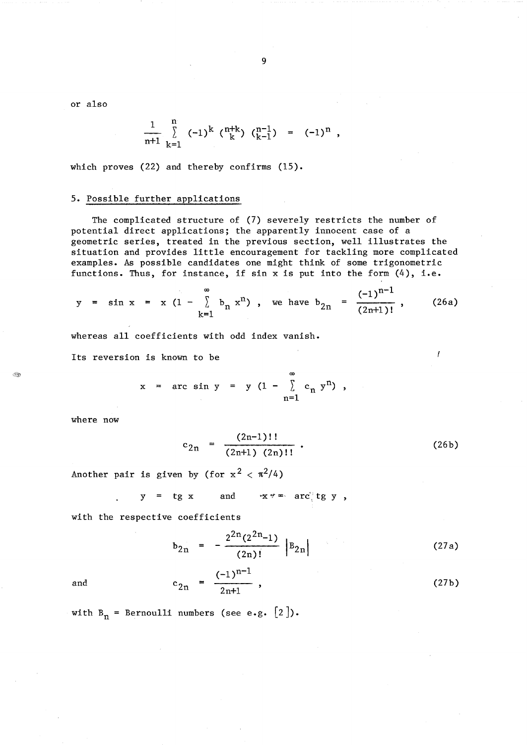or also

$$\frac{1}{n+1} \sum_{k=1}^{n} (-1)^k \binom{n+k}{k} \binom{n-1}{k-1} = (-1)^n ,$$

which proves (22) and thereby confirms (15).

## 5. Possible further applications

The complicated structure of (7) severely restricts the number of potential direct applications; the apparently innocent case of a geometric series, treated in the previous section, well illustrates the situation and provides little encouragement for tackling more complicated examples. As possible candidates one might think of some trigonometric functions. Thus, for instance, if sin x is put into the form (4), i.e.

$$y = \sin x = x\,(1 - \sum_{k=1}^{\infty} b_n x^n) , \quad \text{we have } b_{2n} = \frac{(-1)^{n-1}}{(2n+1)!} , \tag{26a}$$

whereas all coefficients with odd index vanish.

Its reversion is known to be

$$x = \text{arc}\sin y = y\,(1 - \sum_{n=1}^{\infty} c_n y^n) ,$$

where now

$$c_{2n} = \frac{(2n-1)!!}{(2n+1)\,(2n)!!} . \tag{26b}$$

Another pair is given by (for $x^2 < \pi^2/4$)

$$y = \text{tg}\, x \qquad \text{and} \qquad x = \text{arc tg}\, y ,$$

with the respective coefficients

$$b_{2n} = -\frac{2^{2n}(2^{2n}-1)}{(2n)!} \left| B_{2n} \right| \tag{27a}$$

and

$$c_{2n} = \frac{(-1)^{n-1}}{2n+1} , \tag{27b}$$

with $B_n$ = Bernoulli numbers (see e.g. [2]).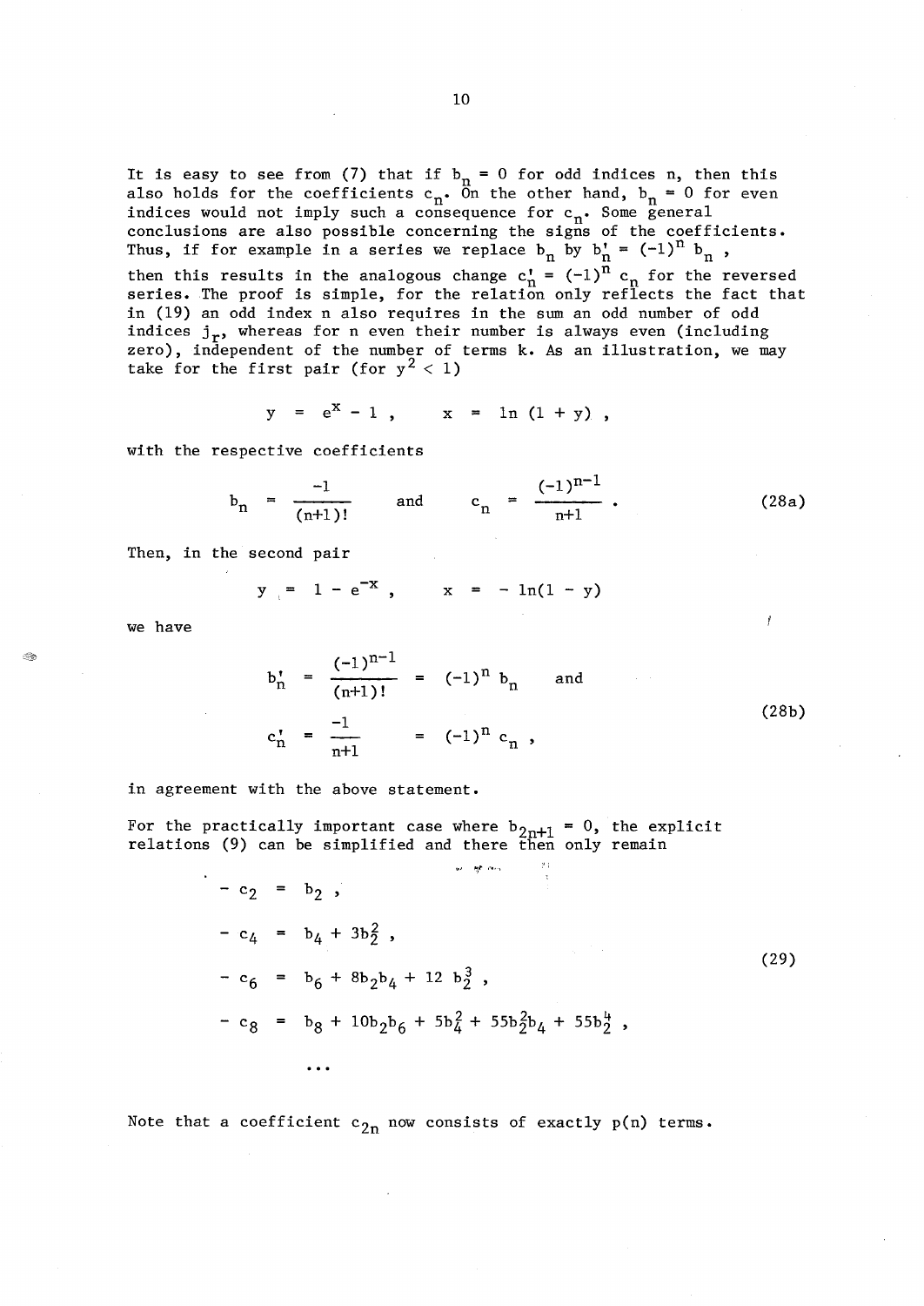It is easy to see from (7) that if $b_n = 0$ for odd indices n, then this also holds for the coefficients $c_n$. On the other hand, $b_n = 0$ for even indices would not imply such a consequence for $c_n$. Some general conclusions are also possible concerning the signs of the coefficients. Thus, if for example in a series we replace $b_n$ by $b'_n = (-1)^n b_n$, then this results in the analogous change $c'_n = (-1)^n c_n$ for the reversed series. The proof is simple, for the relation only reflects the fact that in (19) an odd index n also requires in the sum an odd number of odd indices $j_r$, whereas for n even their number is always even (including zero), independent of the number of terms k. As an illustration, we may take for the first pair (for $y^2 < 1$)

$$y = e^x - 1 , \qquad x = \ln(1 + y) ,$$

with the respective coefficients

$$b_n = \frac{-1}{(n+1)!} \qquad \text{and} \qquad c_n = \frac{(-1)^{n-1}}{n+1} . \tag{28a}$$

Then, in the second pair

$$y = 1 - e^{-x} , \qquad x = -\ln(1 - y)$$

we have

$$\begin{aligned} b'_n &= \frac{(-1)^{n-1}}{(n+1)!} = (-1)^n b_n \qquad \text{and} \\ c'_n &= \frac{-1}{n+1} = (-1)^n c_n , \end{aligned} \tag{28b}$$

in agreement with the above statement.

For the practically important case where $b_{2n+1} = 0$, the explicit relations (9) can be simplified and there then only remain

$$\begin{aligned} -c_2 &= b_2 , \\ -c_4 &= b_4 + 3b_2^2 , \\ -c_6 &= b_6 + 8b_2b_4 + 12\, b_2^3 , \\ -c_8 &= b_8 + 10b_2b_6 + 5b_4^2 + 55b_2^2b_4 + 55b_2^4 , \\ &\ldots \end{aligned} \tag{29}$$

Note that a coefficient $c_{2n}$ now consists of exactly p(n) terms.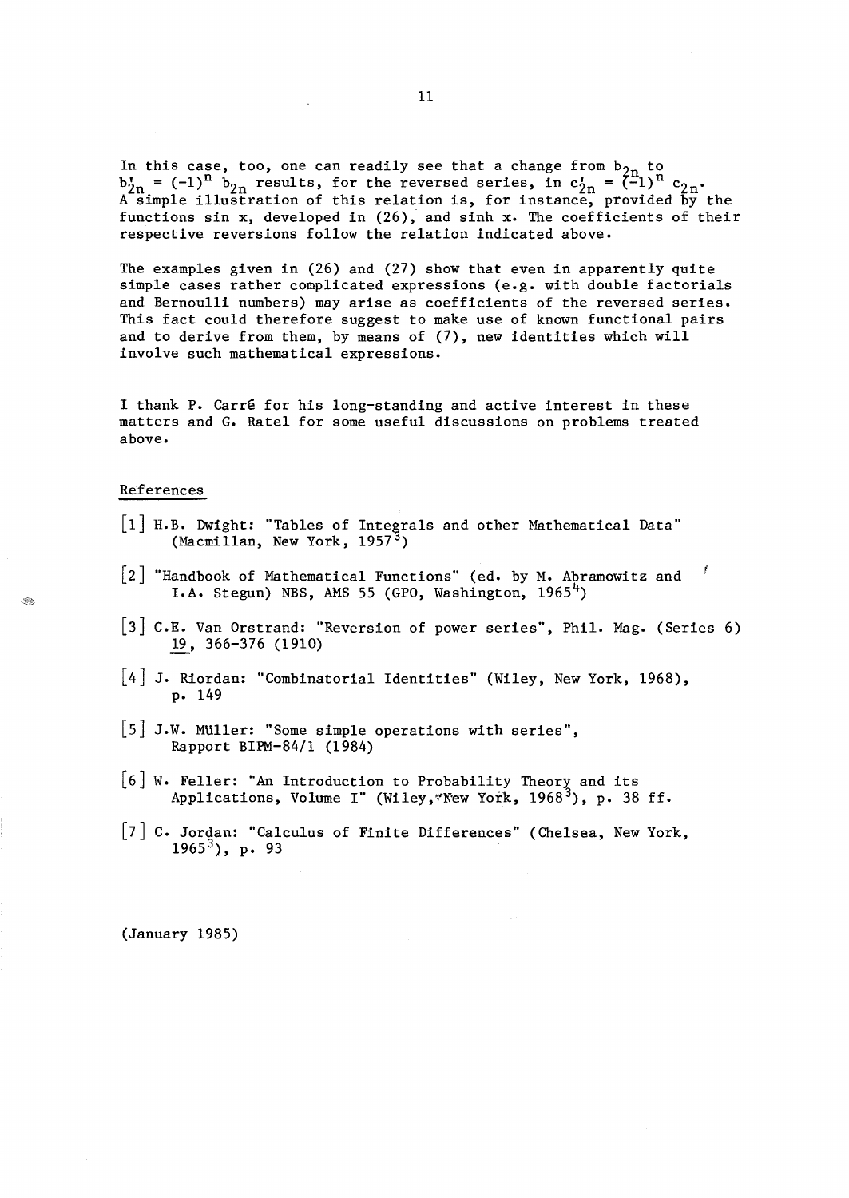In this case, too, one can readily see that a change from $b_{2n}$ to $b'_{2n} = (-1)^n\, b_{2n}$ results, for the reversed series, in $c'_{2n} = (-1)^n\, c_{2n}$. A simple illustration of this relation is, for instance, provided by the functions sin x, developed in (26), and sinh x. The coefficients of their respective reversions follow the relation indicated above.

The examples given in (26) and (27) show that even in apparently quite simple cases rather complicated expressions (e.g. with double factorials and Bernoulli numbers) may arise as coefficients of the reversed series. This fact could therefore suggest to make use of known functional pairs and to derive from them, by means of (7), new identities which will involve such mathematical expressions.

I thank P. Carré for his long-standing and active interest in these matters and G. Ratel for some useful discussions on problems treated above.

## References

[1] H.B. Dwight: "Tables of Integrals and other Mathematical Data" (Macmillan, New York, 1957[3])

[2] "Handbook of Mathematical Functions" (ed. by M. Abramowitz and I.A. Stegun) NBS, AMS 55 (GPO, Washington, 1965[4])

[3] C.E. Van Orstrand: "Reversion of power series", Phil. Mag. (Series 6) 19, 366-376 (1910)

[4] J. Riordan: "Combinatorial Identities" (Wiley, New York, 1968), p. 149

[5] J.W. Müller: "Some simple operations with series", Rapport BIPM-84/1 (1984)

[6] W. Feller: "An Introduction to Probability Theory and its Applications, Volume I" (Wiley, New York, 1968[3]), p. 38 ff.

[7] C. Jordan: "Calculus of Finite Differences" (Chelsea, New York, 1965[3]), p. 93

(January 1985)